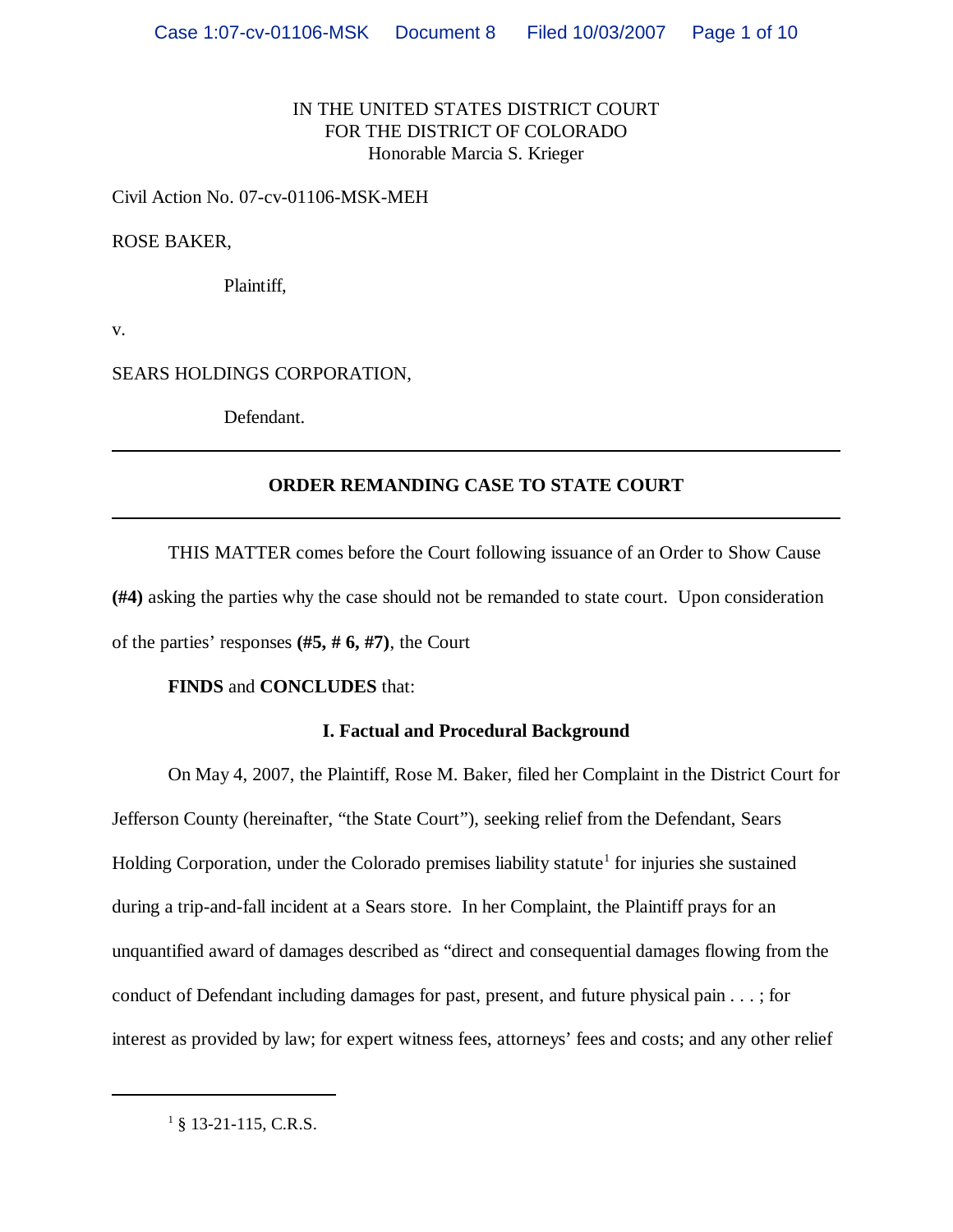IN THE UNITED STATES DISTRICT COURT
FOR THE DISTRICT OF COLORADO
Honorable Marcia S. Krieger

Civil Action No. 07-cv-01106-MSK-MEH

ROSE BAKER,

Plaintiff,

v.

SEARS HOLDINGS CORPORATION,

Defendant.

---

## ORDER REMANDING CASE TO STATE COURT

---

THIS MATTER comes before the Court following issuance of an Order to Show Cause **(#4)** asking the parties why the case should not be remanded to state court. Upon consideration of the parties' responses **(#5, # 6, #7)**, the Court

**FINDS** and **CONCLUDES** that:

### I. Factual and Procedural Background

On May 4, 2007, the Plaintiff, Rose M. Baker, filed her Complaint in the District Court for Jefferson County (hereinafter, "the State Court"), seeking relief from the Defendant, Sears Holding Corporation, under the Colorado premises liability statute[1] for injuries she sustained during a trip-and-fall incident at a Sears store. In her Complaint, the Plaintiff prays for an unquantified award of damages described as "direct and consequential damages flowing from the conduct of Defendant including damages for past, present, and future physical pain . . . ; for interest as provided by law; for expert witness fees, attorneys' fees and costs; and any other relief

---

[1] § 13-21-115, C.R.S.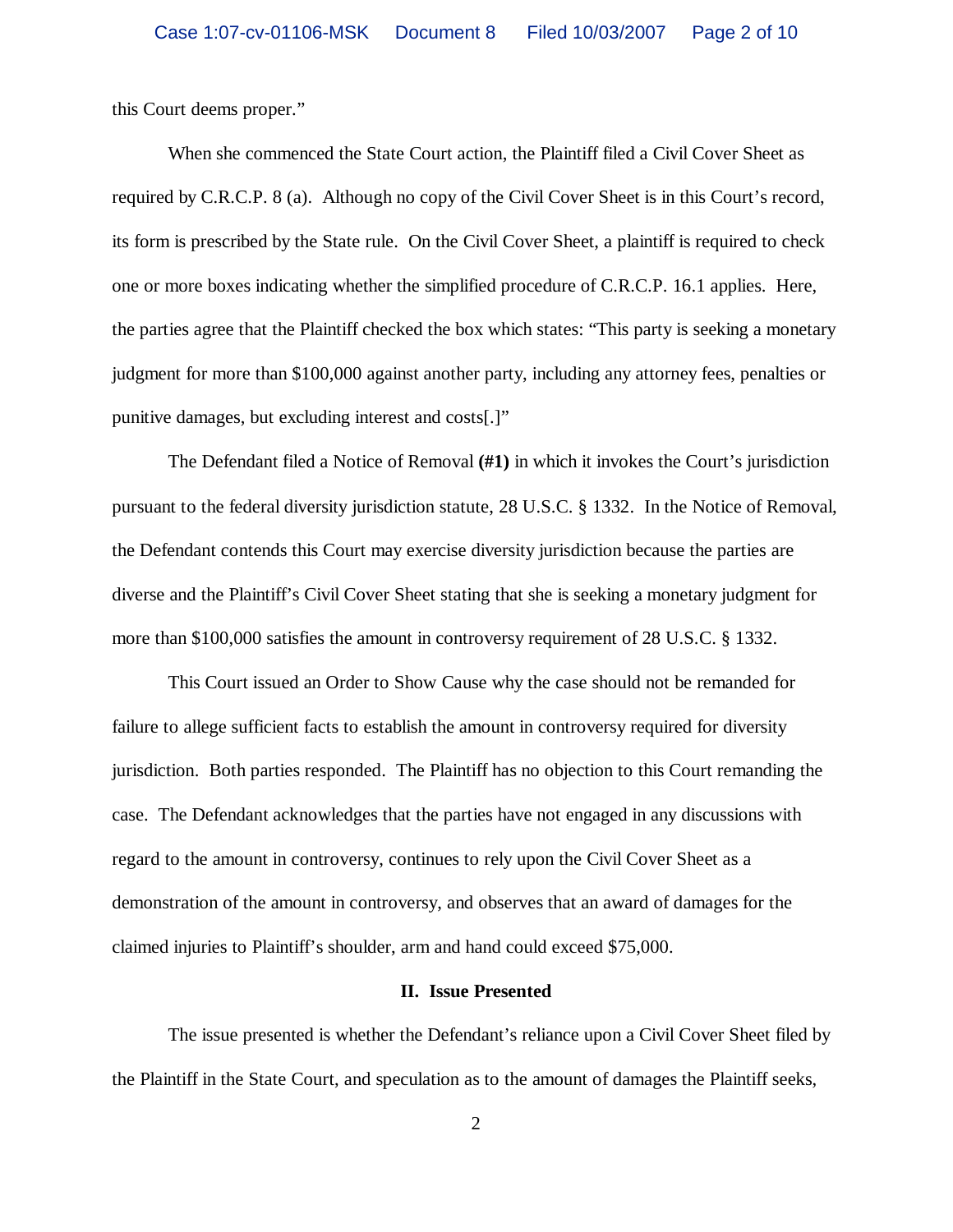this Court deems proper."

When she commenced the State Court action, the Plaintiff filed a Civil Cover Sheet as required by C.R.C.P. 8 (a). Although no copy of the Civil Cover Sheet is in this Court's record, its form is prescribed by the State rule. On the Civil Cover Sheet, a plaintiff is required to check one or more boxes indicating whether the simplified procedure of C.R.C.P. 16.1 applies. Here, the parties agree that the Plaintiff checked the box which states: "This party is seeking a monetary judgment for more than $100,000 against another party, including any attorney fees, penalties or punitive damages, but excluding interest and costs[.]"

The Defendant filed a Notice of Removal **(#1)** in which it invokes the Court's jurisdiction pursuant to the federal diversity jurisdiction statute, 28 U.S.C. § 1332. In the Notice of Removal, the Defendant contends this Court may exercise diversity jurisdiction because the parties are diverse and the Plaintiff's Civil Cover Sheet stating that she is seeking a monetary judgment for more than $100,000 satisfies the amount in controversy requirement of 28 U.S.C. § 1332.

This Court issued an Order to Show Cause why the case should not be remanded for failure to allege sufficient facts to establish the amount in controversy required for diversity jurisdiction. Both parties responded. The Plaintiff has no objection to this Court remanding the case. The Defendant acknowledges that the parties have not engaged in any discussions with regard to the amount in controversy, continues to rely upon the Civil Cover Sheet as a demonstration of the amount in controversy, and observes that an award of damages for the claimed injuries to Plaintiff's shoulder, arm and hand could exceed $75,000.

## II. Issue Presented

The issue presented is whether the Defendant's reliance upon a Civil Cover Sheet filed by the Plaintiff in the State Court, and speculation as to the amount of damages the Plaintiff seeks,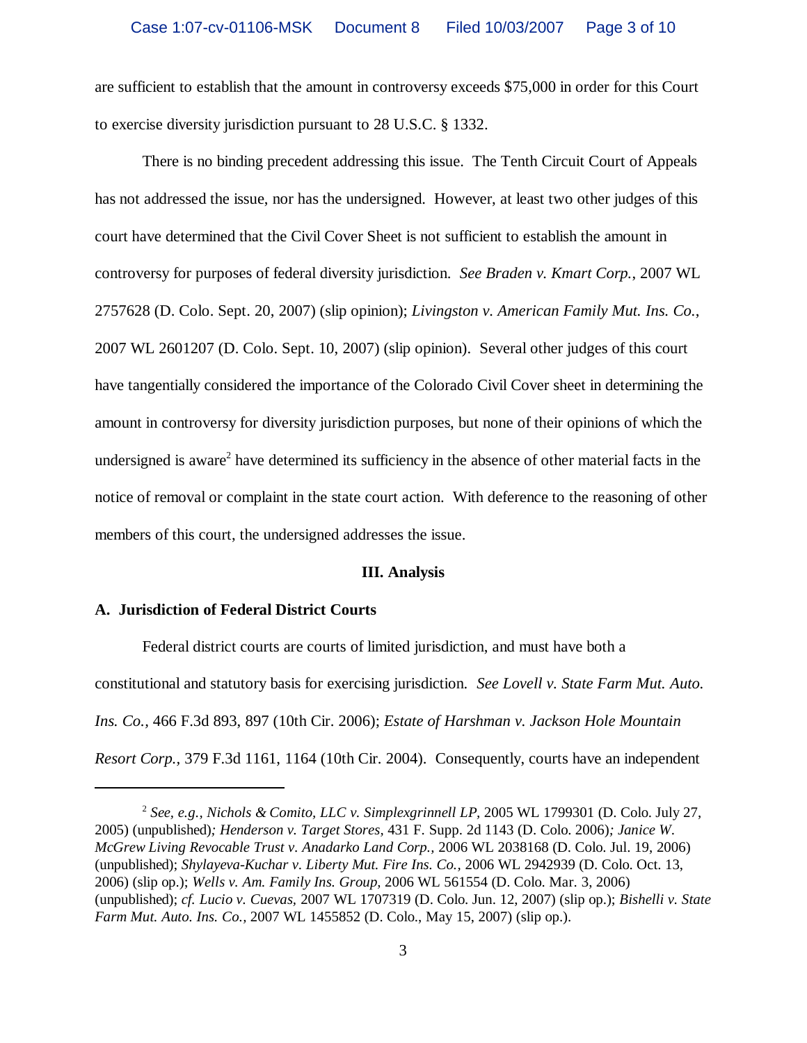are sufficient to establish that the amount in controversy exceeds $75,000 in order for this Court to exercise diversity jurisdiction pursuant to 28 U.S.C. § 1332.

There is no binding precedent addressing this issue. The Tenth Circuit Court of Appeals has not addressed the issue, nor has the undersigned. However, at least two other judges of this court have determined that the Civil Cover Sheet is not sufficient to establish the amount in controversy for purposes of federal diversity jurisdiction. *See Braden v. Kmart Corp.*, 2007 WL 2757628 (D. Colo. Sept. 20, 2007) (slip opinion); *Livingston v. American Family Mut. Ins. Co.*, 2007 WL 2601207 (D. Colo. Sept. 10, 2007) (slip opinion). Several other judges of this court have tangentially considered the importance of the Colorado Civil Cover sheet in determining the amount in controversy for diversity jurisdiction purposes, but none of their opinions of which the undersigned is aware[2] have determined its sufficiency in the absence of other material facts in the notice of removal or complaint in the state court action. With deference to the reasoning of other members of this court, the undersigned addresses the issue.

### III. Analysis

**A. Jurisdiction of Federal District Courts**

Federal district courts are courts of limited jurisdiction, and must have both a constitutional and statutory basis for exercising jurisdiction. *See Lovell v. State Farm Mut. Auto. Ins. Co.*, 466 F.3d 893, 897 (10th Cir. 2006); *Estate of Harshman v. Jackson Hole Mountain Resort Corp.*, 379 F.3d 1161, 1164 (10th Cir. 2004). Consequently, courts have an independent

---

[2] *See, e.g., Nichols & Comito, LLC v. Simplexgrinnell LP*, 2005 WL 1799301 (D. Colo. July 27, 2005) (unpublished)*; Henderson v. Target Stores*, 431 F. Supp. 2d 1143 (D. Colo. 2006)*; Janice W. McGrew Living Revocable Trust v. Anadarko Land Corp.*, 2006 WL 2038168 (D. Colo. Jul. 19, 2006) (unpublished); *Shylayeva-Kuchar v. Liberty Mut. Fire Ins. Co.*, 2006 WL 2942939 (D. Colo. Oct. 13, 2006) (slip op.); *Wells v. Am. Family Ins. Group*, 2006 WL 561554 (D. Colo. Mar. 3, 2006) (unpublished); *cf. Lucio v. Cuevas*, 2007 WL 1707319 (D. Colo. Jun. 12, 2007) (slip op.); *Bishelli v. State Farm Mut. Auto. Ins. Co.*, 2007 WL 1455852 (D. Colo., May 15, 2007) (slip op.).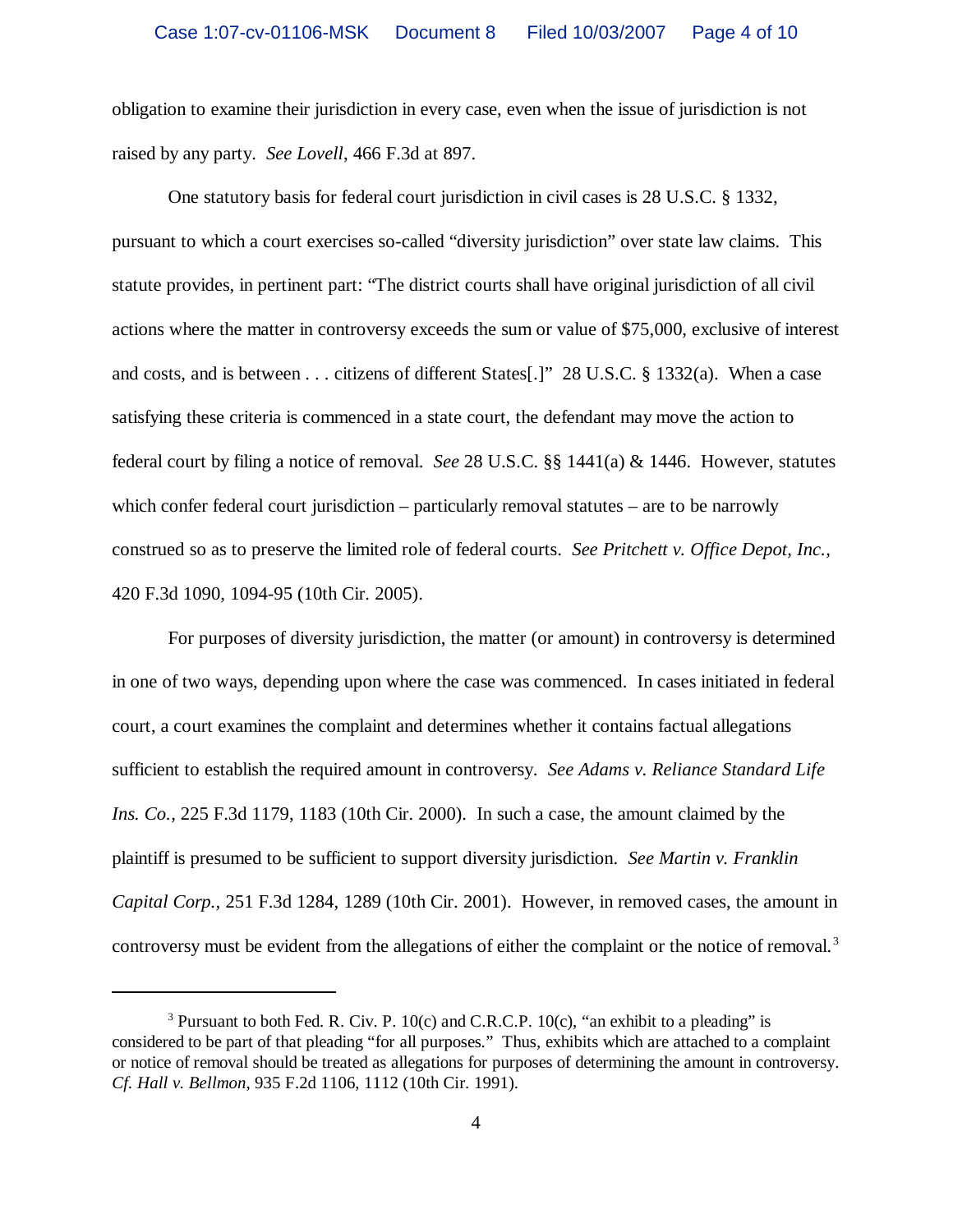obligation to examine their jurisdiction in every case, even when the issue of jurisdiction is not raised by any party. *See Lovell*, 466 F.3d at 897.

One statutory basis for federal court jurisdiction in civil cases is 28 U.S.C. § 1332, pursuant to which a court exercises so-called "diversity jurisdiction" over state law claims. This statute provides, in pertinent part: "The district courts shall have original jurisdiction of all civil actions where the matter in controversy exceeds the sum or value of $75,000, exclusive of interest and costs, and is between . . . citizens of different States[.]" 28 U.S.C. § 1332(a). When a case satisfying these criteria is commenced in a state court, the defendant may move the action to federal court by filing a notice of removal. *See* 28 U.S.C. §§ 1441(a) & 1446. However, statutes which confer federal court jurisdiction – particularly removal statutes – are to be narrowly construed so as to preserve the limited role of federal courts. *See Pritchett v. Office Depot, Inc.*, 420 F.3d 1090, 1094-95 (10th Cir. 2005).

For purposes of diversity jurisdiction, the matter (or amount) in controversy is determined in one of two ways, depending upon where the case was commenced. In cases initiated in federal court, a court examines the complaint and determines whether it contains factual allegations sufficient to establish the required amount in controversy. *See Adams v. Reliance Standard Life Ins. Co.*, 225 F.3d 1179, 1183 (10th Cir. 2000). In such a case, the amount claimed by the plaintiff is presumed to be sufficient to support diversity jurisdiction. *See Martin v. Franklin Capital Corp.*, 251 F.3d 1284, 1289 (10th Cir. 2001). However, in removed cases, the amount in controversy must be evident from the allegations of either the complaint or the notice of removal.[3]

---

[3] Pursuant to both Fed. R. Civ. P. 10(c) and C.R.C.P. 10(c), "an exhibit to a pleading" is considered to be part of that pleading "for all purposes." Thus, exhibits which are attached to a complaint or notice of removal should be treated as allegations for purposes of determining the amount in controversy. *Cf. Hall v. Bellmon*, 935 F.2d 1106, 1112 (10th Cir. 1991).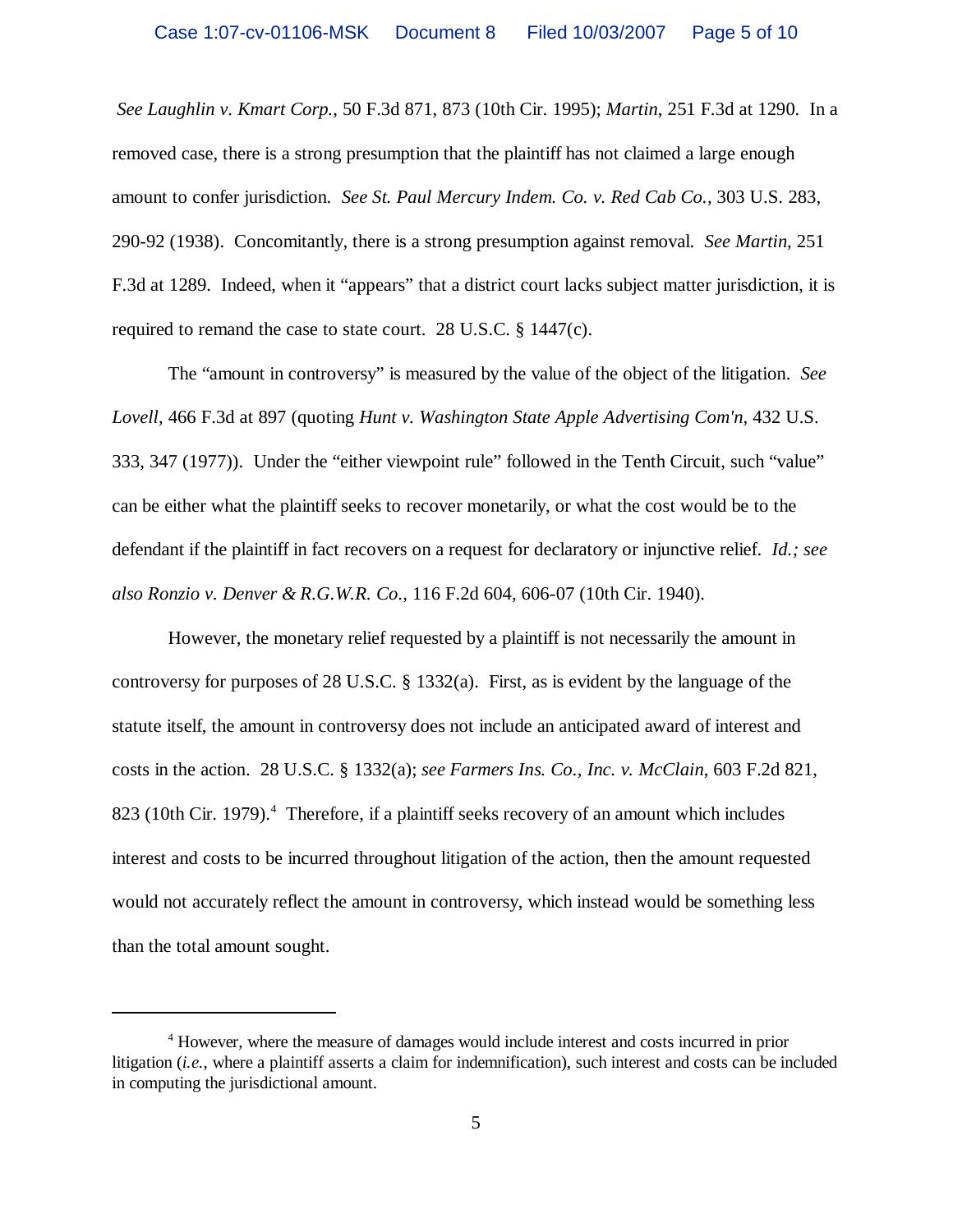*See Laughlin v. Kmart Corp.*, 50 F.3d 871, 873 (10th Cir. 1995); *Martin*, 251 F.3d at 1290. In a removed case, there is a strong presumption that the plaintiff has not claimed a large enough amount to confer jurisdiction. *See St. Paul Mercury Indem. Co. v. Red Cab Co.*, 303 U.S. 283, 290-92 (1938). Concomitantly, there is a strong presumption against removal. *See Martin*, 251 F.3d at 1289. Indeed, when it "appears" that a district court lacks subject matter jurisdiction, it is required to remand the case to state court. 28 U.S.C. § 1447(c).

The "amount in controversy" is measured by the value of the object of the litigation. *See Lovell*, 466 F.3d at 897 (quoting *Hunt v. Washington State Apple Advertising Com'n*, 432 U.S. 333, 347 (1977)). Under the "either viewpoint rule" followed in the Tenth Circuit, such "value" can be either what the plaintiff seeks to recover monetarily, or what the cost would be to the defendant if the plaintiff in fact recovers on a request for declaratory or injunctive relief. *Id.; see also Ronzio v. Denver & R.G.W.R. Co.*, 116 F.2d 604, 606-07 (10th Cir. 1940).

However, the monetary relief requested by a plaintiff is not necessarily the amount in controversy for purposes of 28 U.S.C. § 1332(a). First, as is evident by the language of the statute itself, the amount in controversy does not include an anticipated award of interest and costs in the action. 28 U.S.C. § 1332(a); *see Farmers Ins. Co., Inc. v. McClain*, 603 F.2d 821, 823 (10th Cir. 1979).[4] Therefore, if a plaintiff seeks recovery of an amount which includes interest and costs to be incurred throughout litigation of the action, then the amount requested would not accurately reflect the amount in controversy, which instead would be something less than the total amount sought.

---

[4] However, where the measure of damages would include interest and costs incurred in prior litigation (*i.e.*, where a plaintiff asserts a claim for indemnification), such interest and costs can be included in computing the jurisdictional amount.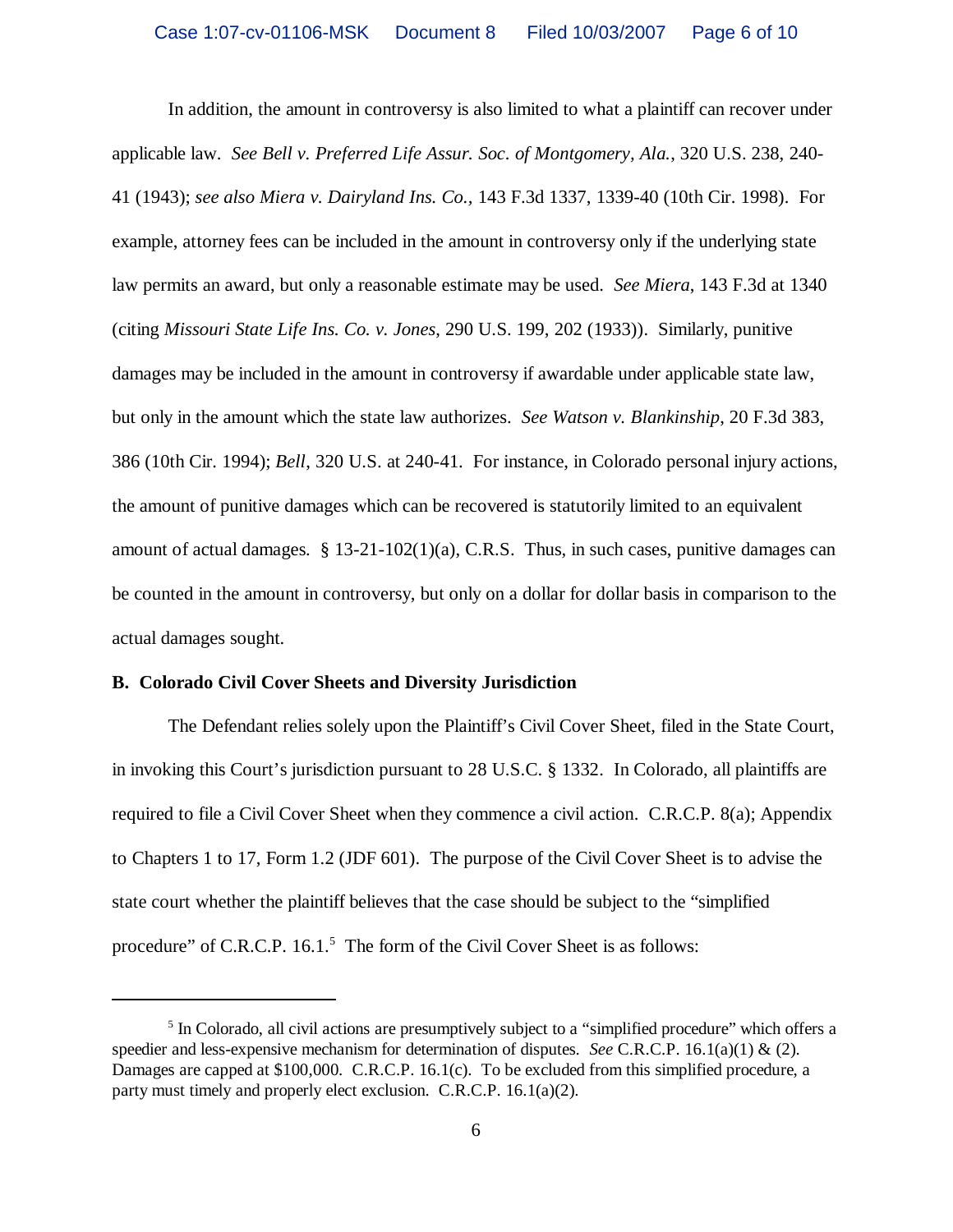In addition, the amount in controversy is also limited to what a plaintiff can recover under applicable law. *See Bell v. Preferred Life Assur. Soc. of Montgomery, Ala.*, 320 U.S. 238, 240-41 (1943); *see also Miera v. Dairyland Ins. Co.*, 143 F.3d 1337, 1339-40 (10th Cir. 1998). For example, attorney fees can be included in the amount in controversy only if the underlying state law permits an award, but only a reasonable estimate may be used. *See Miera*, 143 F.3d at 1340 (citing *Missouri State Life Ins. Co. v. Jones*, 290 U.S. 199, 202 (1933)). Similarly, punitive damages may be included in the amount in controversy if awardable under applicable state law, but only in the amount which the state law authorizes. *See Watson v. Blankinship*, 20 F.3d 383, 386 (10th Cir. 1994); *Bell*, 320 U.S. at 240-41. For instance, in Colorado personal injury actions, the amount of punitive damages which can be recovered is statutorily limited to an equivalent amount of actual damages. § 13-21-102(1)(a), C.R.S. Thus, in such cases, punitive damages can be counted in the amount in controversy, but only on a dollar for dollar basis in comparison to the actual damages sought.

**B. Colorado Civil Cover Sheets and Diversity Jurisdiction**

The Defendant relies solely upon the Plaintiff's Civil Cover Sheet, filed in the State Court, in invoking this Court's jurisdiction pursuant to 28 U.S.C. § 1332. In Colorado, all plaintiffs are required to file a Civil Cover Sheet when they commence a civil action. C.R.C.P. 8(a); Appendix to Chapters 1 to 17, Form 1.2 (JDF 601). The purpose of the Civil Cover Sheet is to advise the state court whether the plaintiff believes that the case should be subject to the "simplified procedure" of C.R.C.P. 16.1.[5] The form of the Civil Cover Sheet is as follows:

---

[5] In Colorado, all civil actions are presumptively subject to a "simplified procedure" which offers a speedier and less-expensive mechanism for determination of disputes. *See* C.R.C.P. 16.1(a)(1) & (2). Damages are capped at $100,000. C.R.C.P. 16.1(c). To be excluded from this simplified procedure, a party must timely and properly elect exclusion. C.R.C.P. 16.1(a)(2).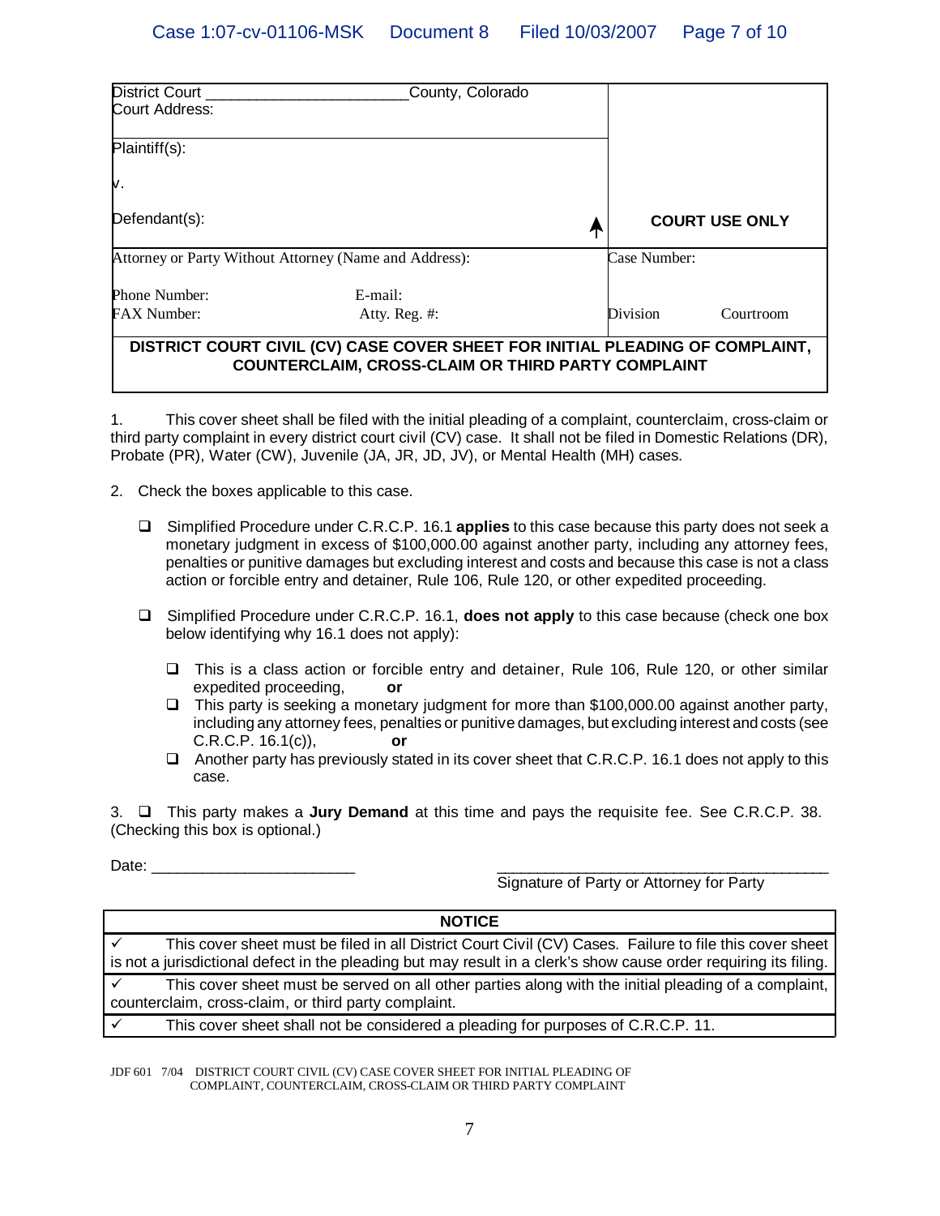| District Court ______________________ County, Colorado<br>Court Address: | |
|---|---|
| Plaintiff(s):<br><br>v.<br><br>Defendant(s): ▲ | **COURT USE ONLY** |
| Attorney or Party Without Attorney (Name and Address):<br><br>Phone Number: E-mail:<br>FAX Number: Atty. Reg. #: | Case Number:<br><br>Division Courtroom |

**DISTRICT COURT CIVIL (CV) CASE COVER SHEET FOR INITIAL PLEADING OF COMPLAINT, COUNTERCLAIM, CROSS-CLAIM OR THIRD PARTY COMPLAINT**

1. This cover sheet shall be filed with the initial pleading of a complaint, counterclaim, cross-claim or third party complaint in every district court civil (CV) case. It shall not be filed in Domestic Relations (DR), Probate (PR), Water (CW), Juvenile (JA, JR, JD, JV), or Mental Health (MH) cases.

2. Check the boxes applicable to this case.

- ❑ Simplified Procedure under C.R.C.P. 16.1 **applies** to this case because this party does not seek a monetary judgment in excess of $100,000.00 against another party, including any attorney fees, penalties or punitive damages but excluding interest and costs and because this case is not a class action or forcible entry and detainer, Rule 106, Rule 120, or other expedited proceeding.

- ❑ Simplified Procedure under C.R.C.P. 16.1, **does not apply** to this case because (check one box below identifying why 16.1 does not apply):

  - ❑ This is a class action or forcible entry and detainer, Rule 106, Rule 120, or other similar expedited proceeding, **or**
  - ❑ This party is seeking a monetary judgment for more than $100,000.00 against another party, including any attorney fees, penalties or punitive damages, but excluding interest and costs (see C.R.C.P. 16.1(c)), **or**
  - ❑ Another party has previously stated in its cover sheet that C.R.C.P. 16.1 does not apply to this case.

3. ❑ This party makes a **Jury Demand** at this time and pays the requisite fee. See C.R.C.P. 38. (Checking this box is optional.)

Date: ________________________ ________________________________________
Signature of Party or Attorney for Party

| **NOTICE** |
|---|
| ✓ This cover sheet must be filed in all District Court Civil (CV) Cases. Failure to file this cover sheet is not a jurisdictional defect in the pleading but may result in a clerk's show cause order requiring its filing. |
| ✓ This cover sheet must be served on all other parties along with the initial pleading of a complaint, counterclaim, cross-claim, or third party complaint. |
| ✓ This cover sheet shall not be considered a pleading for purposes of C.R.C.P. 11. |

JDF 601 7/04 DISTRICT COURT CIVIL (CV) CASE COVER SHEET FOR INITIAL PLEADING OF COMPLAINT, COUNTERCLAIM, CROSS-CLAIM OR THIRD PARTY COMPLAINT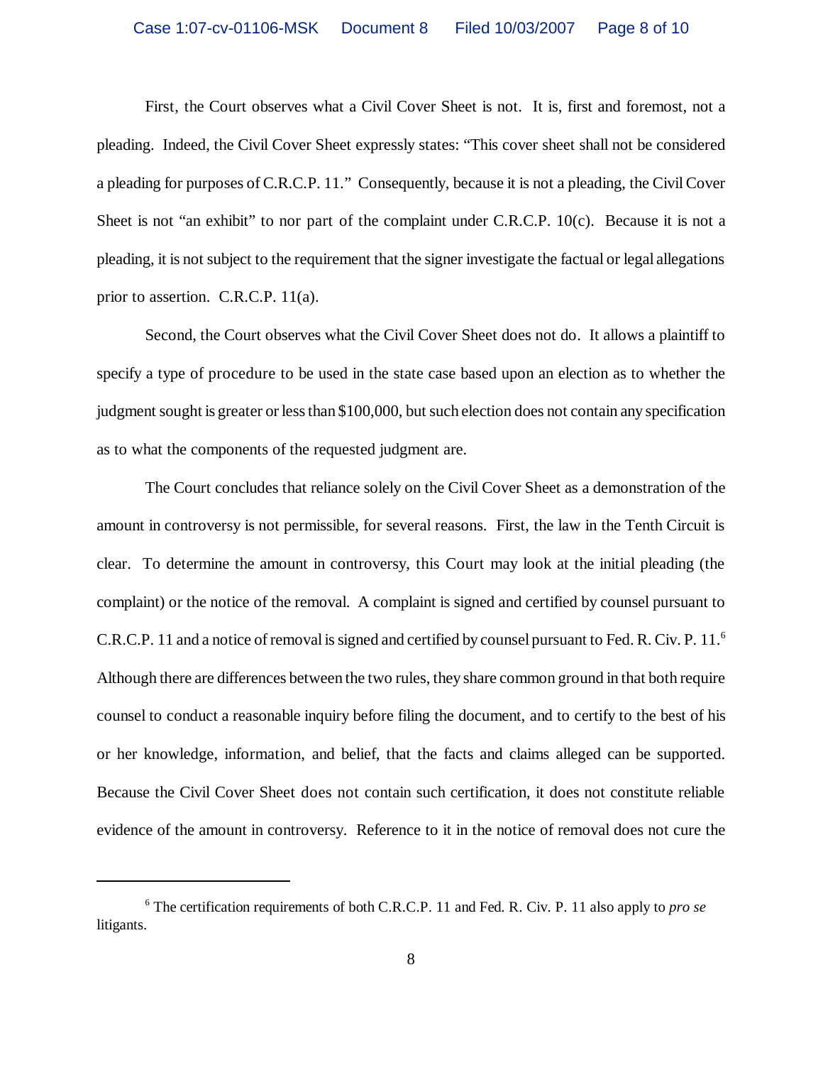First, the Court observes what a Civil Cover Sheet is not. It is, first and foremost, not a pleading. Indeed, the Civil Cover Sheet expressly states: "This cover sheet shall not be considered a pleading for purposes of C.R.C.P. 11." Consequently, because it is not a pleading, the Civil Cover Sheet is not "an exhibit" to nor part of the complaint under C.R.C.P. 10(c). Because it is not a pleading, it is not subject to the requirement that the signer investigate the factual or legal allegations prior to assertion. C.R.C.P. 11(a).

Second, the Court observes what the Civil Cover Sheet does not do. It allows a plaintiff to specify a type of procedure to be used in the state case based upon an election as to whether the judgment sought is greater or less than $100,000, but such election does not contain any specification as to what the components of the requested judgment are.

The Court concludes that reliance solely on the Civil Cover Sheet as a demonstration of the amount in controversy is not permissible, for several reasons. First, the law in the Tenth Circuit is clear. To determine the amount in controversy, this Court may look at the initial pleading (the complaint) or the notice of the removal. A complaint is signed and certified by counsel pursuant to C.R.C.P. 11 and a notice of removal is signed and certified by counsel pursuant to Fed. R. Civ. P. 11.[6] Although there are differences between the two rules, they share common ground in that both require counsel to conduct a reasonable inquiry before filing the document, and to certify to the best of his or her knowledge, information, and belief, that the facts and claims alleged can be supported. Because the Civil Cover Sheet does not contain such certification, it does not constitute reliable evidence of the amount in controversy. Reference to it in the notice of removal does not cure the

[6] The certification requirements of both C.R.C.P. 11 and Fed. R. Civ. P. 11 also apply to *pro se* litigants.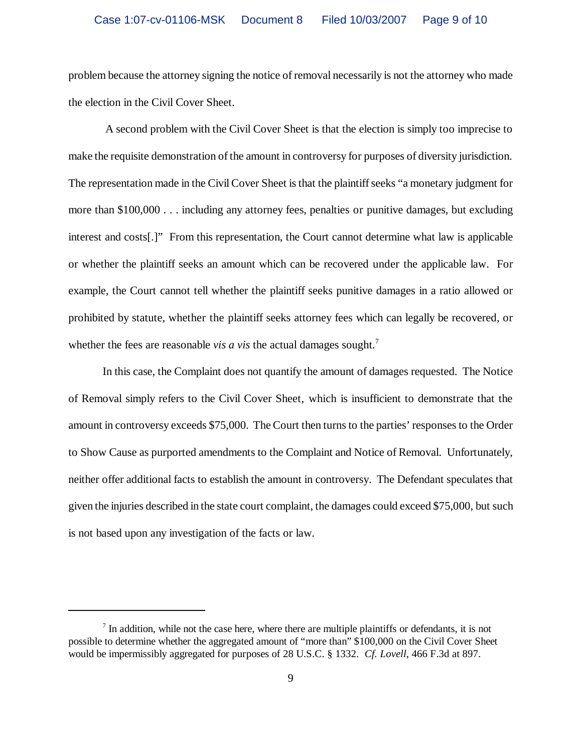problem because the attorney signing the notice of removal necessarily is not the attorney who made the election in the Civil Cover Sheet.

A second problem with the Civil Cover Sheet is that the election is simply too imprecise to make the requisite demonstration of the amount in controversy for purposes of diversity jurisdiction. The representation made in the Civil Cover Sheet is that the plaintiff seeks "a monetary judgment for more than $100,000 . . . including any attorney fees, penalties or punitive damages, but excluding interest and costs[.]" From this representation, the Court cannot determine what law is applicable or whether the plaintiff seeks an amount which can be recovered under the applicable law. For example, the Court cannot tell whether the plaintiff seeks punitive damages in a ratio allowed or prohibited by statute, whether the plaintiff seeks attorney fees which can legally be recovered, or whether the fees are reasonable *vis a vis* the actual damages sought.[7]

In this case, the Complaint does not quantify the amount of damages requested. The Notice of Removal simply refers to the Civil Cover Sheet, which is insufficient to demonstrate that the amount in controversy exceeds $75,000. The Court then turns to the parties' responses to the Order to Show Cause as purported amendments to the Complaint and Notice of Removal. Unfortunately, neither offer additional facts to establish the amount in controversy. The Defendant speculates that given the injuries described in the state court complaint, the damages could exceed $75,000, but such is not based upon any investigation of the facts or law.

---

[7] In addition, while not the case here, where there are multiple plaintiffs or defendants, it is not possible to determine whether the aggregated amount of "more than" $100,000 on the Civil Cover Sheet would be impermissibly aggregated for purposes of 28 U.S.C. § 1332. *Cf. Lovell*, 466 F.3d at 897.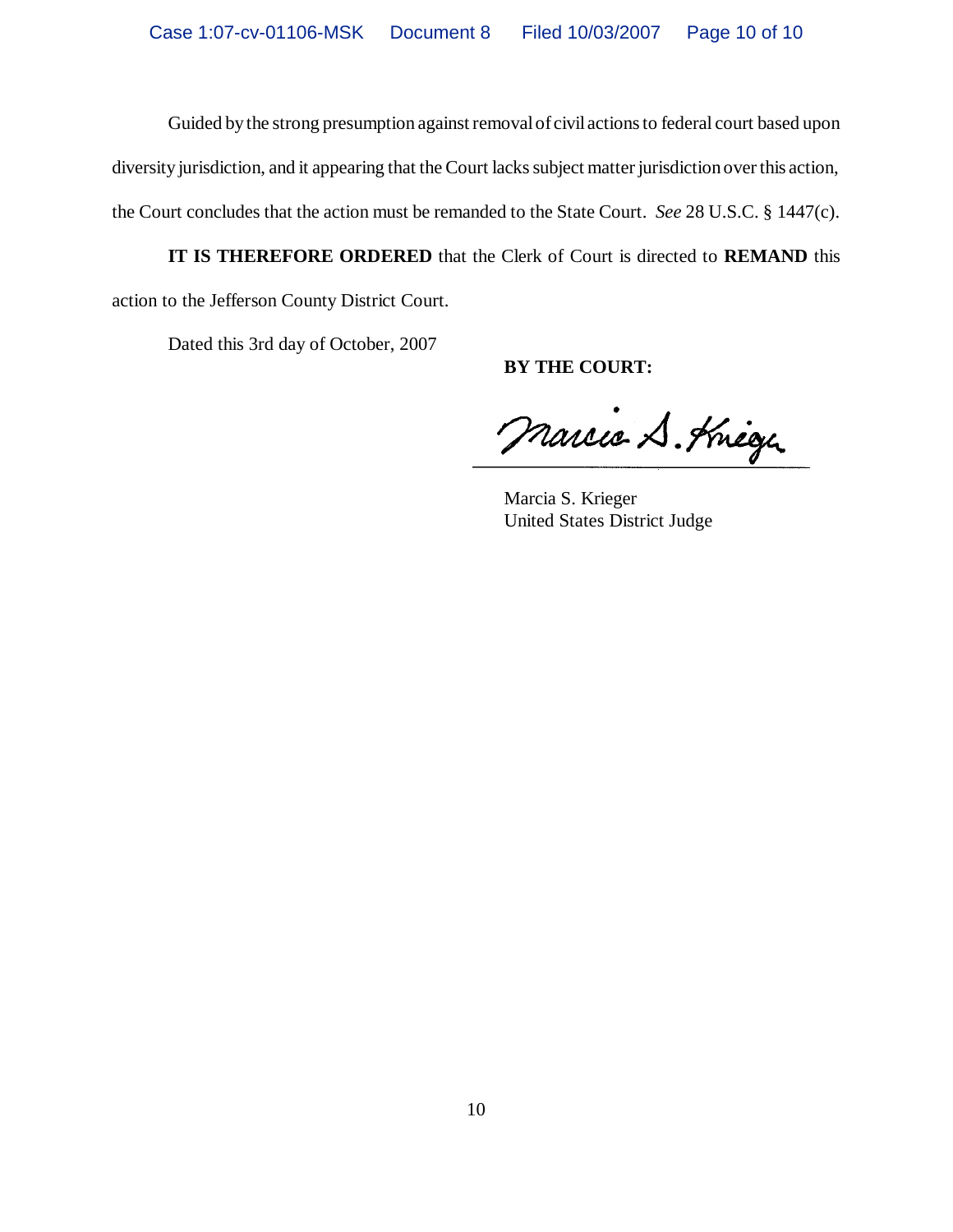Guided by the strong presumption against removal of civil actions to federal court based upon diversity jurisdiction, and it appearing that the Court lacks subject matter jurisdiction over this action, the Court concludes that the action must be remanded to the State Court. *See* 28 U.S.C. § 1447(c).

**IT IS THEREFORE ORDERED** that the Clerk of Court is directed to **REMAND** this action to the Jefferson County District Court.

Dated this 3rd day of October, 2007

**BY THE COURT:**

Marcia S. Krieger
United States District Judge